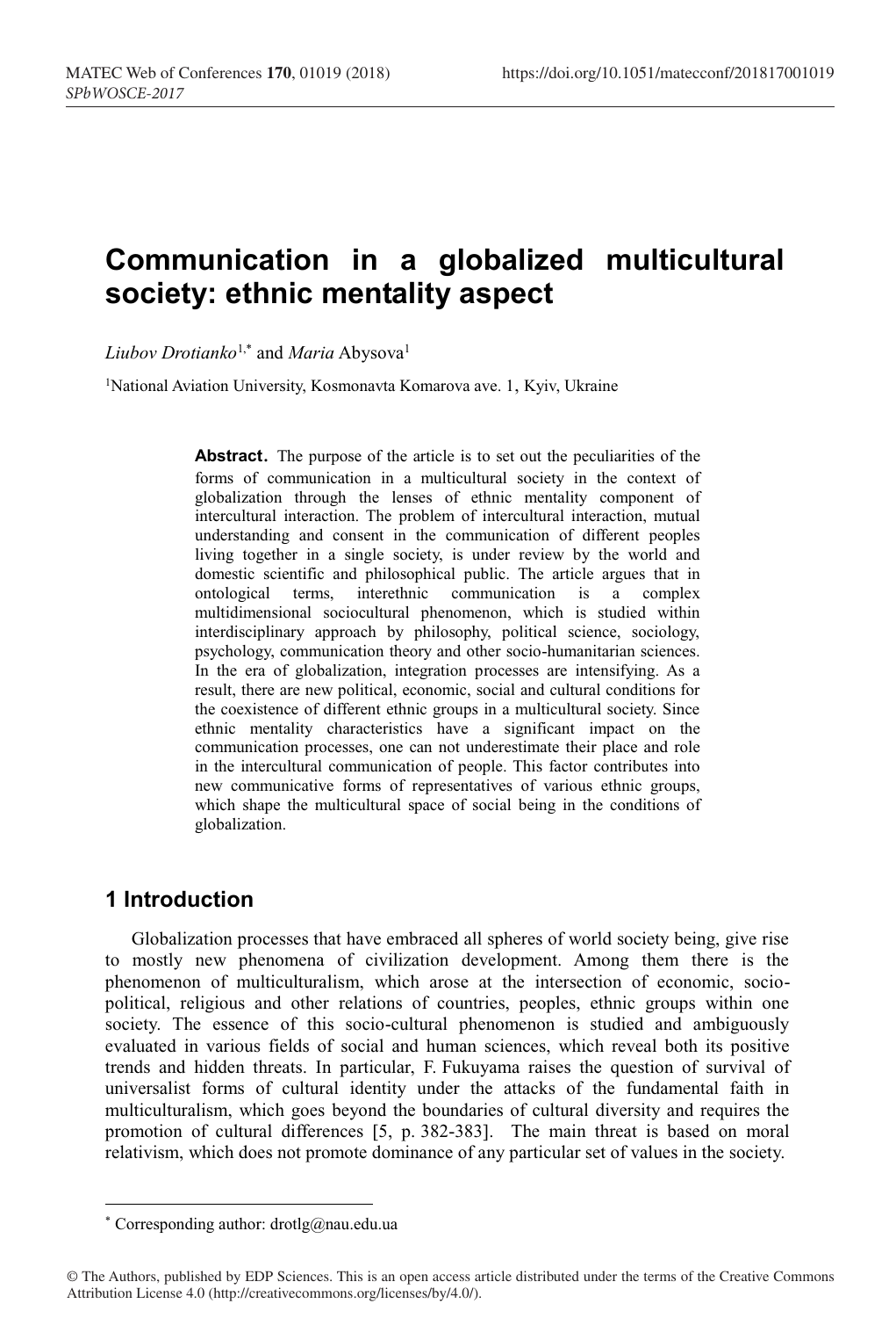# Communication in a globalized multicultural society: ethnic mentality aspect

*Liubov Drotianko*[1,*] and *Maria* Abysova[1]

[1]National Aviation University, Kosmonavta Komarova ave. 1, Kyiv, Ukraine

**Abstract.** The purpose of the article is to set out the peculiarities of the forms of communication in a multicultural society in the context of globalization through the lenses of ethnic mentality component of intercultural interaction. The problem of intercultural interaction, mutual understanding and consent in the communication of different peoples living together in a single society, is under review by the world and domestic scientific and philosophical public. The article argues that in ontological terms, interethnic communication is a complex multidimensional sociocultural phenomenon, which is studied within interdisciplinary approach by philosophy, political science, sociology, psychology, communication theory and other socio-humanitarian sciences. In the era of globalization, integration processes are intensifying. As a result, there are new political, economic, social and cultural conditions for the coexistence of different ethnic groups in a multicultural society. Since ethnic mentality characteristics have a significant impact on the communication processes, one can not underestimate their place and role in the intercultural communication of people. This factor contributes into new communicative forms of representatives of various ethnic groups, which shape the multicultural space of social being in the conditions of globalization.

## 1 Introduction

Globalization processes that have embraced all spheres of world society being, give rise to mostly new phenomena of civilization development. Among them there is the phenomenon of multiculturalism, which arose at the intersection of economic, socio-political, religious and other relations of countries, peoples, ethnic groups within one society. The essence of this socio-cultural phenomenon is studied and ambiguously evaluated in various fields of social and human sciences, which reveal both its positive trends and hidden threats. In particular, F. Fukuyama raises the question of survival of universalist forms of cultural identity under the attacks of the fundamental faith in multiculturalism, which goes beyond the boundaries of cultural diversity and requires the promotion of cultural differences [5, p. 382-383]. The main threat is based on moral relativism, which does not promote dominance of any particular set of values in the society.

[*] Corresponding author: drotlg@nau.edu.ua

© The Authors, published by EDP Sciences. This is an open access article distributed under the terms of the Creative Commons Attribution License 4.0 (http://creativecommons.org/licenses/by/4.0/).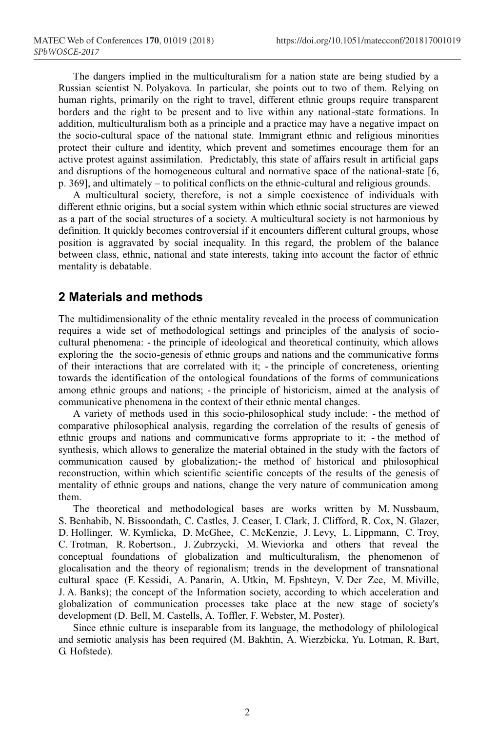The dangers implied in the multiculturalism for a nation state are being studied by a Russian scientist N. Polyakova. In particular, she points out to two of them. Relying on human rights, primarily on the right to travel, different ethnic groups require transparent borders and the right to be present and to live within any national-state formations. In addition, multiculturalism both as a principle and a practice may have a negative impact on the socio-cultural space of the national state. Immigrant ethnic and religious minorities protect their culture and identity, which prevent and sometimes encourage them for an active protest against assimilation. Predictably, this state of affairs result in artificial gaps and disruptions of the homogeneous cultural and normative space of the national-state [6, p. 369], and ultimately – to political conflicts on the ethnic-cultural and religious grounds.

A multicultural society, therefore, is not a simple coexistence of individuals with different ethnic origins, but a social system within which ethnic social structures are viewed as a part of the social structures of a society. A multicultural society is not harmonious by definition. It quickly becomes controversial if it encounters different cultural groups, whose position is aggravated by social inequality. In this regard, the problem of the balance between class, ethnic, national and state interests, taking into account the factor of ethnic mentality is debatable.

## 2 Materials and methods

The multidimensionality of the ethnic mentality revealed in the process of communication requires a wide set of methodological settings and principles of the analysis of socio-cultural phenomena: - the principle of ideological and theoretical continuity, which allows exploring the the socio-genesis of ethnic groups and nations and the communicative forms of their interactions that are correlated with it; - the principle of concreteness, orienting towards the identification of the ontological foundations of the forms of communications among ethnic groups and nations; - the principle of historicism, aimed at the analysis of communicative phenomena in the context of their ethnic mental changes.

A variety of methods used in this socio-philosophical study include: - the method of comparative philosophical analysis, regarding the correlation of the results of genesis of ethnic groups and nations and communicative forms appropriate to it; - the method of synthesis, which allows to generalize the material obtained in the study with the factors of communication caused by globalization;- the method of historical and philosophical reconstruction, within which scientific scientific concepts of the results of the genesis of mentality of ethnic groups and nations, change the very nature of communication among them.

The theoretical and methodological bases are works written by M. Nussbaum, S. Benhabib, N. Bissoondath, C. Castles, J. Ceaser, I. Clark, J. Clifford, R. Cox, N. Glazer, D. Hollinger, W. Kymlicka, D. McGhee, C. McKenzie, J. Levy, L. Lippmann, C. Troy, C. Trotman, R. Robertson., J. Zubrzycki, M. Wieviorka and others that reveal the conceptual foundations of globalization and multiculturalism, the phenomenon of glocalisation and the theory of regionalism; trends in the development of transnational cultural space (F. Kessidi, A. Panarin, A. Utkin, M. Epshteyn, V. Der Zee, M. Miville, J. A. Banks); the concept of the Information society, according to which acceleration and globalization of communication processes take place at the new stage of society's development (D. Bell, M. Castells, A. Toffler, F. Webster, M. Poster).

Since ethnic culture is inseparable from its language, the methodology of philological and semiotic analysis has been required (M. Bakhtin, A. Wierzbicka, Yu. Lotman, R. Bart, G. Hofstede).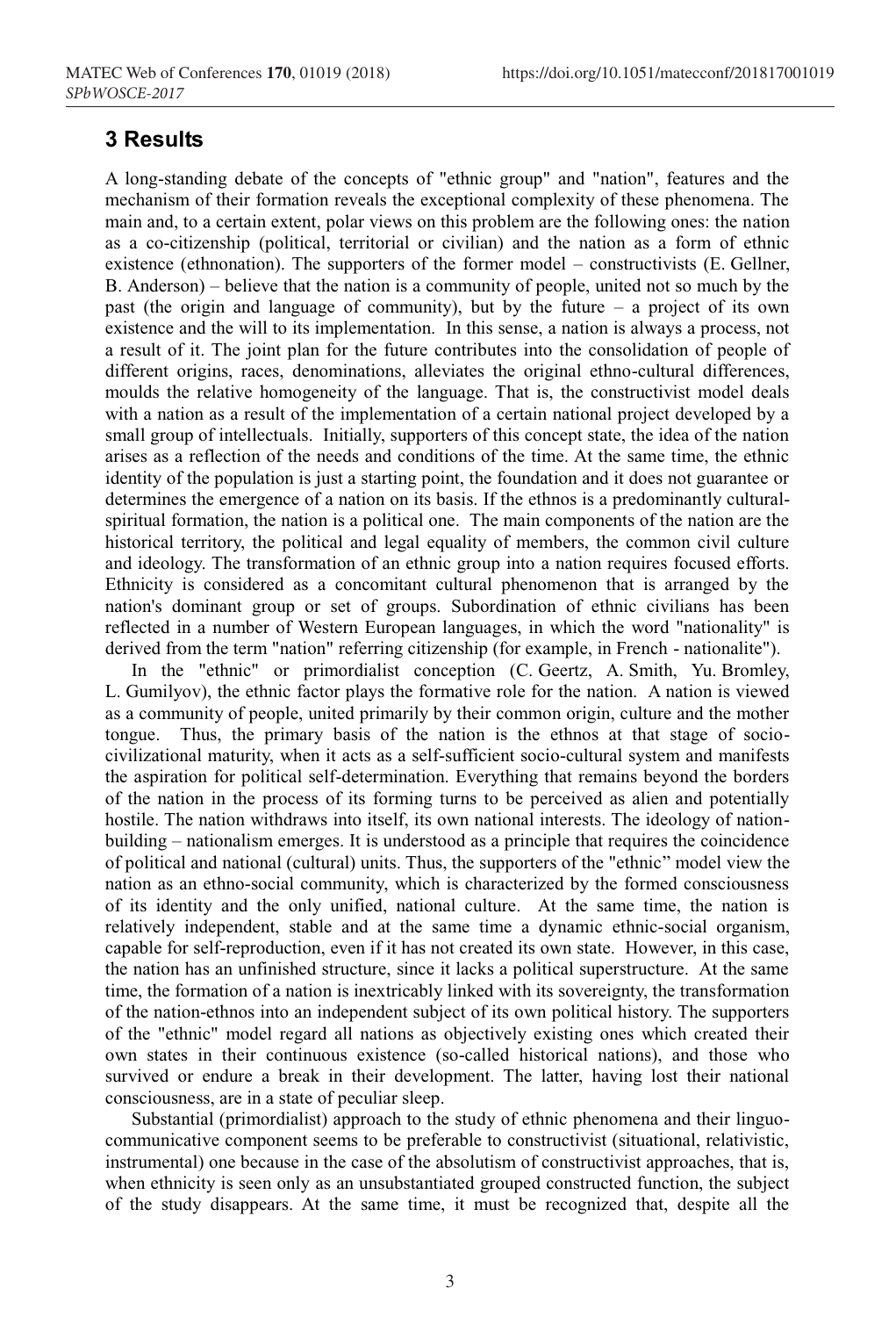## 3 Results

A long-standing debate of the concepts of "ethnic group" and "nation", features and the mechanism of their formation reveals the exceptional complexity of these phenomena. The main and, to a certain extent, polar views on this problem are the following ones: the nation as a co-citizenship (political, territorial or civilian) and the nation as a form of ethnic existence (ethnonation). The supporters of the former model – constructivists (E. Gellner, B. Anderson) – believe that the nation is a community of people, united not so much by the past (the origin and language of community), but by the future – a project of its own existence and the will to its implementation. In this sense, a nation is always a process, not a result of it. The joint plan for the future contributes into the consolidation of people of different origins, races, denominations, alleviates the original ethno-cultural differences, moulds the relative homogeneity of the language. That is, the constructivist model deals with a nation as a result of the implementation of a certain national project developed by a small group of intellectuals. Initially, supporters of this concept state, the idea of the nation arises as a reflection of the needs and conditions of the time. At the same time, the ethnic identity of the population is just a starting point, the foundation and it does not guarantee or determines the emergence of a nation on its basis. If the ethnos is a predominantly cultural-spiritual formation, the nation is a political one. The main components of the nation are the historical territory, the political and legal equality of members, the common civil culture and ideology. The transformation of an ethnic group into a nation requires focused efforts. Ethnicity is considered as a concomitant cultural phenomenon that is arranged by the nation's dominant group or set of groups. Subordination of ethnic civilians has been reflected in a number of Western European languages, in which the word "nationality" is derived from the term "nation" referring citizenship (for example, in French - nationalite").

In the "ethnic" or primordialist conception (C. Geertz, A. Smith, Yu. Bromley, L. Gumilyov), the ethnic factor plays the formative role for the nation. A nation is viewed as a community of people, united primarily by their common origin, culture and the mother tongue. Thus, the primary basis of the nation is the ethnos at that stage of socio-civilizational maturity, when it acts as a self-sufficient socio-cultural system and manifests the aspiration for political self-determination. Everything that remains beyond the borders of the nation in the process of its forming turns to be perceived as alien and potentially hostile. The nation withdraws into itself, its own national interests. The ideology of nation-building – nationalism emerges. It is understood as a principle that requires the coincidence of political and national (cultural) units. Thus, the supporters of the "ethnic" model view the nation as an ethno-social community, which is characterized by the formed consciousness of its identity and the only unified, national culture. At the same time, the nation is relatively independent, stable and at the same time a dynamic ethnic-social organism, capable for self-reproduction, even if it has not created its own state. However, in this case, the nation has an unfinished structure, since it lacks a political superstructure. At the same time, the formation of a nation is inextricably linked with its sovereignty, the transformation of the nation-ethnos into an independent subject of its own political history. The supporters of the "ethnic" model regard all nations as objectively existing ones which created their own states in their continuous existence (so-called historical nations), and those who survived or endure a break in their development. The latter, having lost their national consciousness, are in a state of peculiar sleep.

Substantial (primordialist) approach to the study of ethnic phenomena and their linguo-communicative component seems to be preferable to constructivist (situational, relativistic, instrumental) one because in the case of the absolutism of constructivist approaches, that is, when ethnicity is seen only as an unsubstantiated grouped constructed function, the subject of the study disappears. At the same time, it must be recognized that, despite all the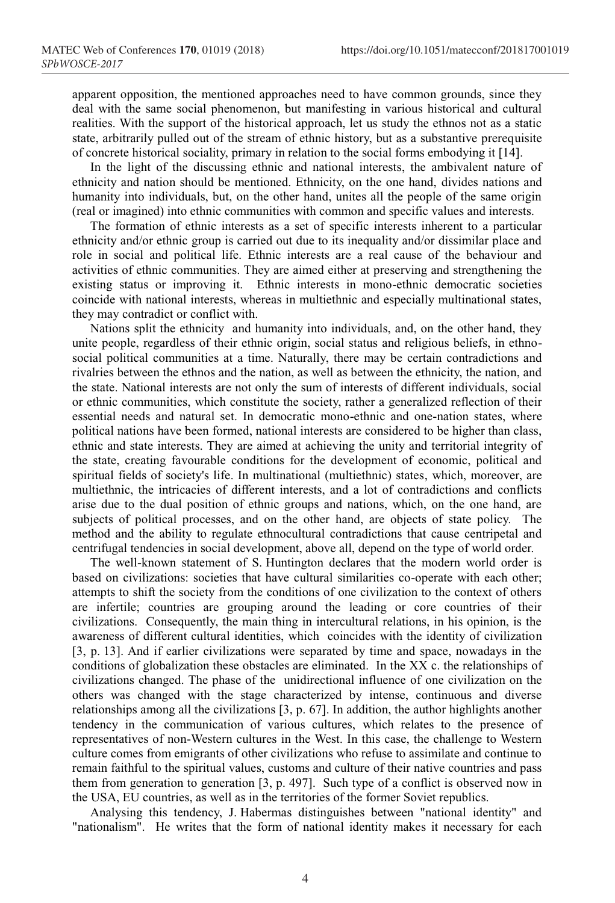apparent opposition, the mentioned approaches need to have common grounds, since they deal with the same social phenomenon, but manifesting in various historical and cultural realities. With the support of the historical approach, let us study the ethnos not as a static state, arbitrarily pulled out of the stream of ethnic history, but as a substantive prerequisite of concrete historical sociality, primary in relation to the social forms embodying it [14].

In the light of the discussing ethnic and national interests, the ambivalent nature of ethnicity and nation should be mentioned. Ethnicity, on the one hand, divides nations and humanity into individuals, but, on the other hand, unites all the people of the same origin (real or imagined) into ethnic communities with common and specific values and interests.

The formation of ethnic interests as a set of specific interests inherent to a particular ethnicity and/or ethnic group is carried out due to its inequality and/or dissimilar place and role in social and political life. Ethnic interests are a real cause of the behaviour and activities of ethnic communities. They are aimed either at preserving and strengthening the existing status or improving it. Ethnic interests in mono-ethnic democratic societies coincide with national interests, whereas in multiethnic and especially multinational states, they may contradict or conflict with.

Nations split the ethnicity and humanity into individuals, and, on the other hand, they unite people, regardless of their ethnic origin, social status and religious beliefs, in ethno-social political communities at a time. Naturally, there may be certain contradictions and rivalries between the ethnos and the nation, as well as between the ethnicity, the nation, and the state. National interests are not only the sum of interests of different individuals, social or ethnic communities, which constitute the society, rather a generalized reflection of their essential needs and natural set. In democratic mono-ethnic and one-nation states, where political nations have been formed, national interests are considered to be higher than class, ethnic and state interests. They are aimed at achieving the unity and territorial integrity of the state, creating favourable conditions for the development of economic, political and spiritual fields of society's life. In multinational (multiethnic) states, which, moreover, are multiethnic, the intricacies of different interests, and a lot of contradictions and conflicts arise due to the dual position of ethnic groups and nations, which, on the one hand, are subjects of political processes, and on the other hand, are objects of state policy. The method and the ability to regulate ethnocultural contradictions that cause centripetal and centrifugal tendencies in social development, above all, depend on the type of world order.

The well-known statement of S. Huntington declares that the modern world order is based on civilizations: societies that have cultural similarities co-operate with each other; attempts to shift the society from the conditions of one civilization to the context of others are infertile; countries are grouping around the leading or core countries of their civilizations. Consequently, the main thing in intercultural relations, in his opinion, is the awareness of different cultural identities, which coincides with the identity of civilization [3, p. 13]. And if earlier civilizations were separated by time and space, nowadays in the conditions of globalization these obstacles are eliminated. In the XX c. the relationships of civilizations changed. The phase of the unidirectional influence of one civilization on the others was changed with the stage characterized by intense, continuous and diverse relationships among all the civilizations [3, p. 67]. In addition, the author highlights another tendency in the communication of various cultures, which relates to the presence of representatives of non-Western cultures in the West. In this case, the challenge to Western culture comes from emigrants of other civilizations who refuse to assimilate and continue to remain faithful to the spiritual values, customs and culture of their native countries and pass them from generation to generation [3, p. 497]. Such type of a conflict is observed now in the USA, EU countries, as well as in the territories of the former Soviet republics.

Analysing this tendency, J. Habermas distinguishes between "national identity" and "nationalism". He writes that the form of national identity makes it necessary for each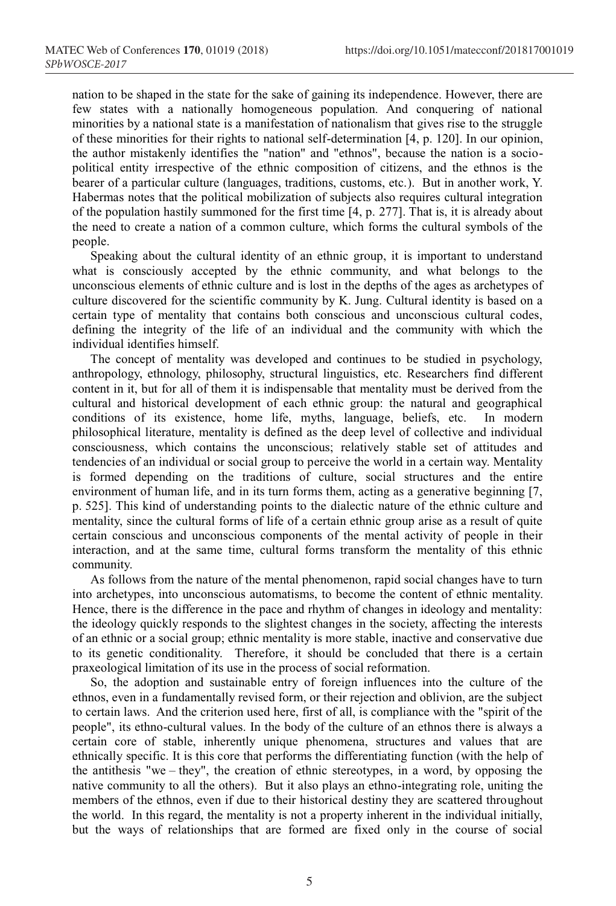nation to be shaped in the state for the sake of gaining its independence. However, there are few states with a nationally homogeneous population. And conquering of national minorities by a national state is a manifestation of nationalism that gives rise to the struggle of these minorities for their rights to national self-determination [4, p. 120]. In our opinion, the author mistakenly identifies the "nation" and "ethnos", because the nation is a socio-political entity irrespective of the ethnic composition of citizens, and the ethnos is the bearer of a particular culture (languages, traditions, customs, etc.). But in another work, Y. Habermas notes that the political mobilization of subjects also requires cultural integration of the population hastily summoned for the first time [4, p. 277]. That is, it is already about the need to create a nation of a common culture, which forms the cultural symbols of the people.

Speaking about the cultural identity of an ethnic group, it is important to understand what is consciously accepted by the ethnic community, and what belongs to the unconscious elements of ethnic culture and is lost in the depths of the ages as archetypes of culture discovered for the scientific community by K. Jung. Cultural identity is based on a certain type of mentality that contains both conscious and unconscious cultural codes, defining the integrity of the life of an individual and the community with which the individual identifies himself.

The concept of mentality was developed and continues to be studied in psychology, anthropology, ethnology, philosophy, structural linguistics, etc. Researchers find different content in it, but for all of them it is indispensable that mentality must be derived from the cultural and historical development of each ethnic group: the natural and geographical conditions of its existence, home life, myths, language, beliefs, etc. In modern philosophical literature, mentality is defined as the deep level of collective and individual consciousness, which contains the unconscious; relatively stable set of attitudes and tendencies of an individual or social group to perceive the world in a certain way. Mentality is formed depending on the traditions of culture, social structures and the entire environment of human life, and in its turn forms them, acting as a generative beginning [7, p. 525]. This kind of understanding points to the dialectic nature of the ethnic culture and mentality, since the cultural forms of life of a certain ethnic group arise as a result of quite certain conscious and unconscious components of the mental activity of people in their interaction, and at the same time, cultural forms transform the mentality of this ethnic community.

As follows from the nature of the mental phenomenon, rapid social changes have to turn into archetypes, into unconscious automatisms, to become the content of ethnic mentality. Hence, there is the difference in the pace and rhythm of changes in ideology and mentality: the ideology quickly responds to the slightest changes in the society, affecting the interests of an ethnic or a social group; ethnic mentality is more stable, inactive and conservative due to its genetic conditionality. Therefore, it should be concluded that there is a certain praxeological limitation of its use in the process of social reformation.

So, the adoption and sustainable entry of foreign influences into the culture of the ethnos, even in a fundamentally revised form, or their rejection and oblivion, are the subject to certain laws. And the criterion used here, first of all, is compliance with the "spirit of the people", its ethno-cultural values. In the body of the culture of an ethnos there is always a certain core of stable, inherently unique phenomena, structures and values that are ethnically specific. It is this core that performs the differentiating function (with the help of the antithesis "we – they", the creation of ethnic stereotypes, in a word, by opposing the native community to all the others). But it also plays an ethno-integrating role, uniting the members of the ethnos, even if due to their historical destiny they are scattered throughout the world. In this regard, the mentality is not a property inherent in the individual initially, but the ways of relationships that are formed are fixed only in the course of social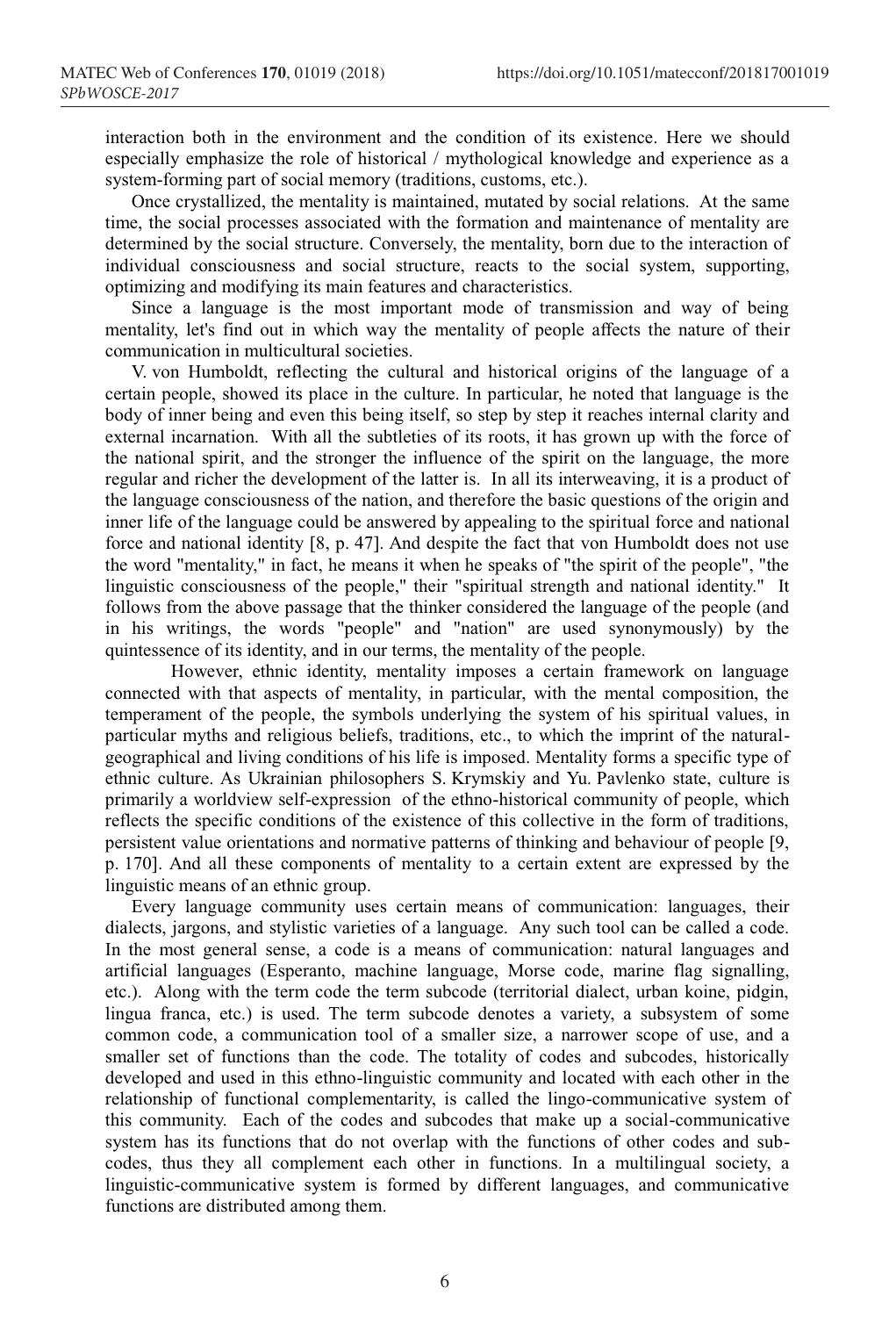interaction both in the environment and the condition of its existence. Here we should especially emphasize the role of historical / mythological knowledge and experience as a system-forming part of social memory (traditions, customs, etc.).

Once crystallized, the mentality is maintained, mutated by social relations. At the same time, the social processes associated with the formation and maintenance of mentality are determined by the social structure. Conversely, the mentality, born due to the interaction of individual consciousness and social structure, reacts to the social system, supporting, optimizing and modifying its main features and characteristics.

Since a language is the most important mode of transmission and way of being mentality, let's find out in which way the mentality of people affects the nature of their communication in multicultural societies.

V. von Humboldt, reflecting the cultural and historical origins of the language of a certain people, showed its place in the culture. In particular, he noted that language is the body of inner being and even this being itself, so step by step it reaches internal clarity and external incarnation. With all the subtleties of its roots, it has grown up with the force of the national spirit, and the stronger the influence of the spirit on the language, the more regular and richer the development of the latter is. In all its interweaving, it is a product of the language consciousness of the nation, and therefore the basic questions of the origin and inner life of the language could be answered by appealing to the spiritual force and national force and national identity [8, p. 47]. And despite the fact that von Humboldt does not use the word "mentality," in fact, he means it when he speaks of "the spirit of the people", "the linguistic consciousness of the people," their "spiritual strength and national identity." It follows from the above passage that the thinker considered the language of the people (and in his writings, the words "people" and "nation" are used synonymously) by the quintessence of its identity, and in our terms, the mentality of the people.

However, ethnic identity, mentality imposes a certain framework on language connected with that aspects of mentality, in particular, with the mental composition, the temperament of the people, the symbols underlying the system of his spiritual values, in particular myths and religious beliefs, traditions, etc., to which the imprint of the natural-geographical and living conditions of his life is imposed. Mentality forms a specific type of ethnic culture. As Ukrainian philosophers S. Krymskiy and Yu. Pavlenko state, culture is primarily a worldview self-expression of the ethno-historical community of people, which reflects the specific conditions of the existence of this collective in the form of traditions, persistent value orientations and normative patterns of thinking and behaviour of people [9, p. 170]. And all these components of mentality to a certain extent are expressed by the linguistic means of an ethnic group.

Every language community uses certain means of communication: languages, their dialects, jargons, and stylistic varieties of a language. Any such tool can be called a code. In the most general sense, a code is a means of communication: natural languages and artificial languages (Esperanto, machine language, Morse code, marine flag signalling, etc.). Along with the term code the term subcode (territorial dialect, urban koine, pidgin, lingua franca, etc.) is used. The term subcode denotes a variety, a subsystem of some common code, a communication tool of a smaller size, a narrower scope of use, and a smaller set of functions than the code. The totality of codes and subcodes, historically developed and used in this ethno-linguistic community and located with each other in the relationship of functional complementarity, is called the lingo-communicative system of this community. Each of the codes and subcodes that make up a social-communicative system has its functions that do not overlap with the functions of other codes and sub-codes, thus they all complement each other in functions. In a multilingual society, a linguistic-communicative system is formed by different languages, and communicative functions are distributed among them.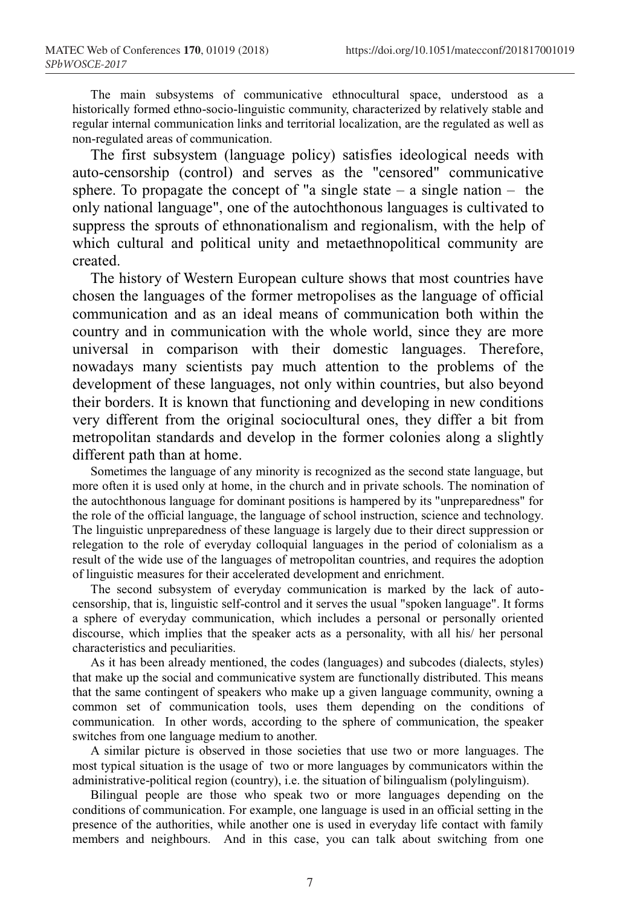The main subsystems of communicative ethnocultural space, understood as a historically formed ethno-socio-linguistic community, characterized by relatively stable and regular internal communication links and territorial localization, are the regulated as well as non-regulated areas of communication.

The first subsystem (language policy) satisfies ideological needs with auto-censorship (control) and serves as the "censored" communicative sphere. To propagate the concept of "a single state – a single nation – the only national language", one of the autochthonous languages is cultivated to suppress the sprouts of ethnonationalism and regionalism, with the help of which cultural and political unity and metaethnopolitical community are created.

The history of Western European culture shows that most countries have chosen the languages of the former metropolises as the language of official communication and as an ideal means of communication both within the country and in communication with the whole world, since they are more universal in comparison with their domestic languages. Therefore, nowadays many scientists pay much attention to the problems of the development of these languages, not only within countries, but also beyond their borders. It is known that functioning and developing in new conditions very different from the original sociocultural ones, they differ a bit from metropolitan standards and develop in the former colonies along a slightly different path than at home.

Sometimes the language of any minority is recognized as the second state language, but more often it is used only at home, in the church and in private schools. The nomination of the autochthonous language for dominant positions is hampered by its "unpreparedness" for the role of the official language, the language of school instruction, science and technology. The linguistic unpreparedness of these language is largely due to their direct suppression or relegation to the role of everyday colloquial languages in the period of colonialism as a result of the wide use of the languages of metropolitan countries, and requires the adoption of linguistic measures for their accelerated development and enrichment.

The second subsystem of everyday communication is marked by the lack of auto-censorship, that is, linguistic self-control and it serves the usual "spoken language". It forms a sphere of everyday communication, which includes a personal or personally oriented discourse, which implies that the speaker acts as a personality, with all his/ her personal characteristics and peculiarities.

As it has been already mentioned, the codes (languages) and subcodes (dialects, styles) that make up the social and communicative system are functionally distributed. This means that the same contingent of speakers who make up a given language community, owning a common set of communication tools, uses them depending on the conditions of communication. In other words, according to the sphere of communication, the speaker switches from one language medium to another.

A similar picture is observed in those societies that use two or more languages. The most typical situation is the usage of two or more languages by communicators within the administrative-political region (country), i.e. the situation of bilingualism (polylinguism).

Bilingual people are those who speak two or more languages depending on the conditions of communication. For example, one language is used in an official setting in the presence of the authorities, while another one is used in everyday life contact with family members and neighbours. And in this case, you can talk about switching from one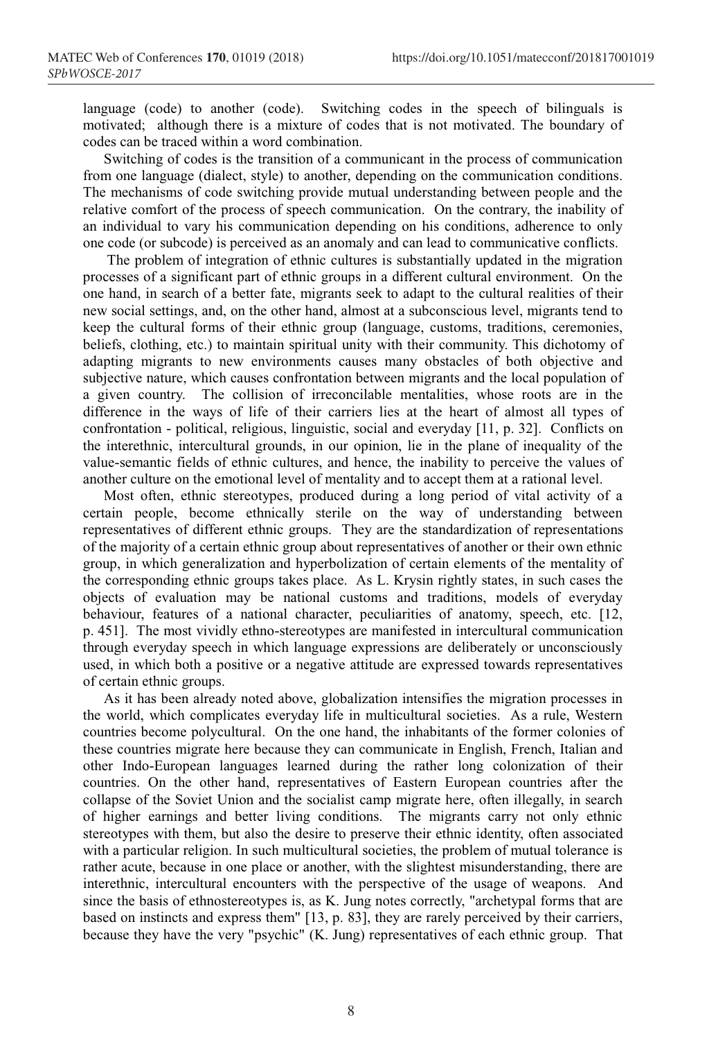language (code) to another (code). Switching codes in the speech of bilinguals is motivated; although there is a mixture of codes that is not motivated. The boundary of codes can be traced within a word combination.

Switching of codes is the transition of a communicant in the process of communication from one language (dialect, style) to another, depending on the communication conditions. The mechanisms of code switching provide mutual understanding between people and the relative comfort of the process of speech communication. On the contrary, the inability of an individual to vary his communication depending on his conditions, adherence to only one code (or subcode) is perceived as an anomaly and can lead to communicative conflicts.

The problem of integration of ethnic cultures is substantially updated in the migration processes of a significant part of ethnic groups in a different cultural environment. On the one hand, in search of a better fate, migrants seek to adapt to the cultural realities of their new social settings, and, on the other hand, almost at a subconscious level, migrants tend to keep the cultural forms of their ethnic group (language, customs, traditions, ceremonies, beliefs, clothing, etc.) to maintain spiritual unity with their community. This dichotomy of adapting migrants to new environments causes many obstacles of both objective and subjective nature, which causes confrontation between migrants and the local population of a given country. The collision of irreconcilable mentalities, whose roots are in the difference in the ways of life of their carriers lies at the heart of almost all types of confrontation - political, religious, linguistic, social and everyday [11, p. 32]. Conflicts on the interethnic, intercultural grounds, in our opinion, lie in the plane of inequality of the value-semantic fields of ethnic cultures, and hence, the inability to perceive the values of another culture on the emotional level of mentality and to accept them at a rational level.

Most often, ethnic stereotypes, produced during a long period of vital activity of a certain people, become ethnically sterile on the way of understanding between representatives of different ethnic groups. They are the standardization of representations of the majority of a certain ethnic group about representatives of another or their own ethnic group, in which generalization and hyperbolization of certain elements of the mentality of the corresponding ethnic groups takes place. As L. Krysin rightly states, in such cases the objects of evaluation may be national customs and traditions, models of everyday behaviour, features of a national character, peculiarities of anatomy, speech, etc. [12, p. 451]. The most vividly ethno-stereotypes are manifested in intercultural communication through everyday speech in which language expressions are deliberately or unconsciously used, in which both a positive or a negative attitude are expressed towards representatives of certain ethnic groups.

As it has been already noted above, globalization intensifies the migration processes in the world, which complicates everyday life in multicultural societies. As a rule, Western countries become polycultural. On the one hand, the inhabitants of the former colonies of these countries migrate here because they can communicate in English, French, Italian and other Indo-European languages learned during the rather long colonization of their countries. On the other hand, representatives of Eastern European countries after the collapse of the Soviet Union and the socialist camp migrate here, often illegally, in search of higher earnings and better living conditions. The migrants carry not only ethnic stereotypes with them, but also the desire to preserve their ethnic identity, often associated with a particular religion. In such multicultural societies, the problem of mutual tolerance is rather acute, because in one place or another, with the slightest misunderstanding, there are interethnic, intercultural encounters with the perspective of the usage of weapons. And since the basis of ethnostereotypes is, as K. Jung notes correctly, "archetypal forms that are based on instincts and express them" [13, p. 83], they are rarely perceived by their carriers, because they have the very "psychic" (K. Jung) representatives of each ethnic group. That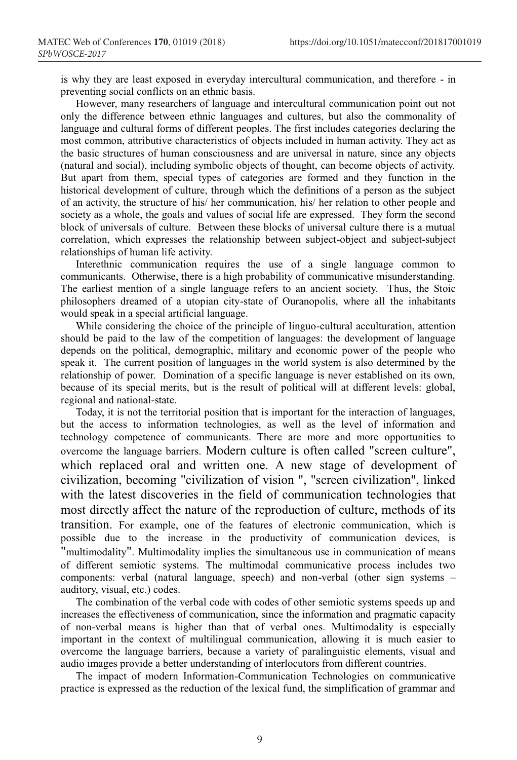is why they are least exposed in everyday intercultural communication, and therefore - in preventing social conflicts on an ethnic basis.

However, many researchers of language and intercultural communication point out not only the difference between ethnic languages and cultures, but also the commonality of language and cultural forms of different peoples. The first includes categories declaring the most common, attributive characteristics of objects included in human activity. They act as the basic structures of human consciousness and are universal in nature, since any objects (natural and social), including symbolic objects of thought, can become objects of activity. But apart from them, special types of categories are formed and they function in the historical development of culture, through which the definitions of a person as the subject of an activity, the structure of his/ her communication, his/ her relation to other people and society as a whole, the goals and values of social life are expressed. They form the second block of universals of culture. Between these blocks of universal culture there is a mutual correlation, which expresses the relationship between subject-object and subject-subject relationships of human life activity.

Interethnic communication requires the use of a single language common to communicants. Otherwise, there is a high probability of communicative misunderstanding. The earliest mention of a single language refers to an ancient society. Thus, the Stoic philosophers dreamed of a utopian city-state of Ouranopolis, where all the inhabitants would speak in a special artificial language.

While considering the choice of the principle of linguo-cultural acculturation, attention should be paid to the law of the competition of languages: the development of language depends on the political, demographic, military and economic power of the people who speak it. The current position of languages in the world system is also determined by the relationship of power. Domination of a specific language is never established on its own, because of its special merits, but is the result of political will at different levels: global, regional and national-state.

Today, it is not the territorial position that is important for the interaction of languages, but the access to information technologies, as well as the level of information and technology competence of communicants. There are more and more opportunities to overcome the language barriers. Modern culture is often called "screen culture", which replaced oral and written one. A new stage of development of civilization, becoming "civilization of vision ", "screen civilization", linked with the latest discoveries in the field of communication technologies that most directly affect the nature of the reproduction of culture, methods of its transition. For example, one of the features of electronic communication, which is possible due to the increase in the productivity of communication devices, is "multimodality". Multimodality implies the simultaneous use in communication of means of different semiotic systems. The multimodal communicative process includes two components: verbal (natural language, speech) and non-verbal (other sign systems – auditory, visual, etc.) codes.

The combination of the verbal code with codes of other semiotic systems speeds up and increases the effectiveness of communication, since the information and pragmatic capacity of non-verbal means is higher than that of verbal ones. Multimodality is especially important in the context of multilingual communication, allowing it is much easier to overcome the language barriers, because a variety of paralinguistic elements, visual and audio images provide a better understanding of interlocutors from different countries.

The impact of modern Information-Communication Technologies on communicative practice is expressed as the reduction of the lexical fund, the simplification of grammar and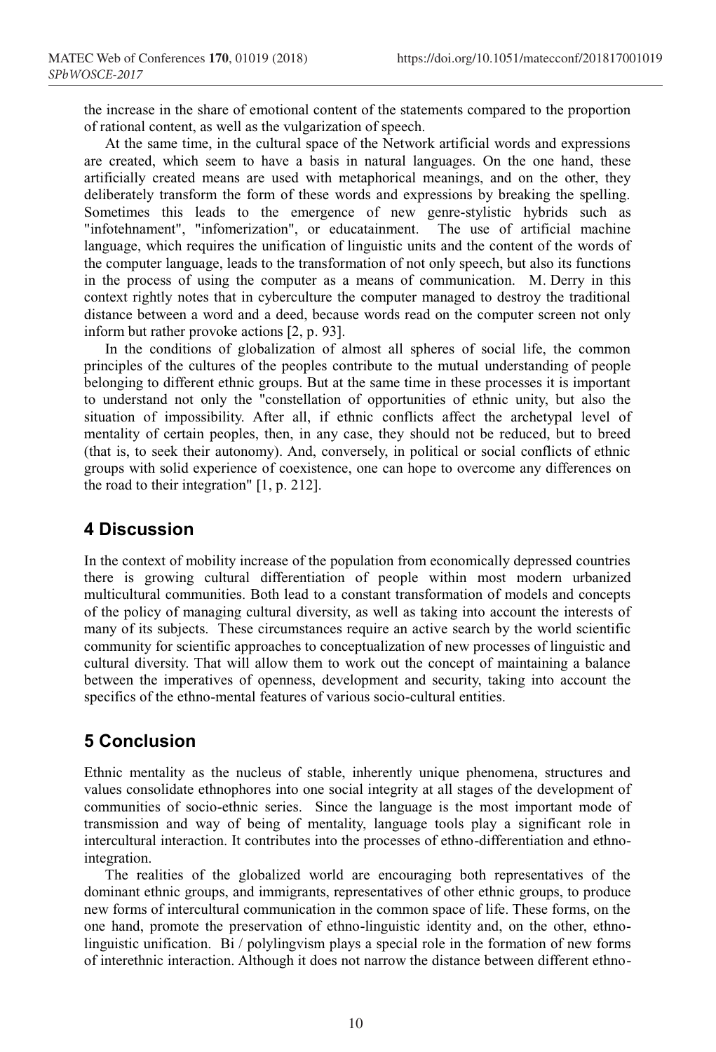the increase in the share of emotional content of the statements compared to the proportion of rational content, as well as the vulgarization of speech.

At the same time, in the cultural space of the Network artificial words and expressions are created, which seem to have a basis in natural languages. On the one hand, these artificially created means are used with metaphorical meanings, and on the other, they deliberately transform the form of these words and expressions by breaking the spelling. Sometimes this leads to the emergence of new genre-stylistic hybrids such as "infotehnament", "infomerization", or educatainment. The use of artificial machine language, which requires the unification of linguistic units and the content of the words of the computer language, leads to the transformation of not only speech, but also its functions in the process of using the computer as a means of communication. M. Derry in this context rightly notes that in cyberculture the computer managed to destroy the traditional distance between a word and a deed, because words read on the computer screen not only inform but rather provoke actions [2, p. 93].

In the conditions of globalization of almost all spheres of social life, the common principles of the cultures of the peoples contribute to the mutual understanding of people belonging to different ethnic groups. But at the same time in these processes it is important to understand not only the "constellation of opportunities of ethnic unity, but also the situation of impossibility. After all, if ethnic conflicts affect the archetypal level of mentality of certain peoples, then, in any case, they should not be reduced, but to breed (that is, to seek their autonomy). And, conversely, in political or social conflicts of ethnic groups with solid experience of coexistence, one can hope to overcome any differences on the road to their integration" [1, p. 212].

## 4 Discussion

In the context of mobility increase of the population from economically depressed countries there is growing cultural differentiation of people within most modern urbanized multicultural communities. Both lead to a constant transformation of models and concepts of the policy of managing cultural diversity, as well as taking into account the interests of many of its subjects. These circumstances require an active search by the world scientific community for scientific approaches to conceptualization of new processes of linguistic and cultural diversity. That will allow them to work out the concept of maintaining a balance between the imperatives of openness, development and security, taking into account the specifics of the ethno-mental features of various socio-cultural entities.

## 5 Conclusion

Ethnic mentality as the nucleus of stable, inherently unique phenomena, structures and values consolidate ethnophores into one social integrity at all stages of the development of communities of socio-ethnic series. Since the language is the most important mode of transmission and way of being of mentality, language tools play a significant role in intercultural interaction. It contributes into the processes of ethno-differentiation and ethno-integration.

The realities of the globalized world are encouraging both representatives of the dominant ethnic groups, and immigrants, representatives of other ethnic groups, to produce new forms of intercultural communication in the common space of life. These forms, on the one hand, promote the preservation of ethno-linguistic identity and, on the other, ethno-linguistic unification. Bi / polylingvism plays a special role in the formation of new forms of interethnic interaction. Although it does not narrow the distance between different ethno-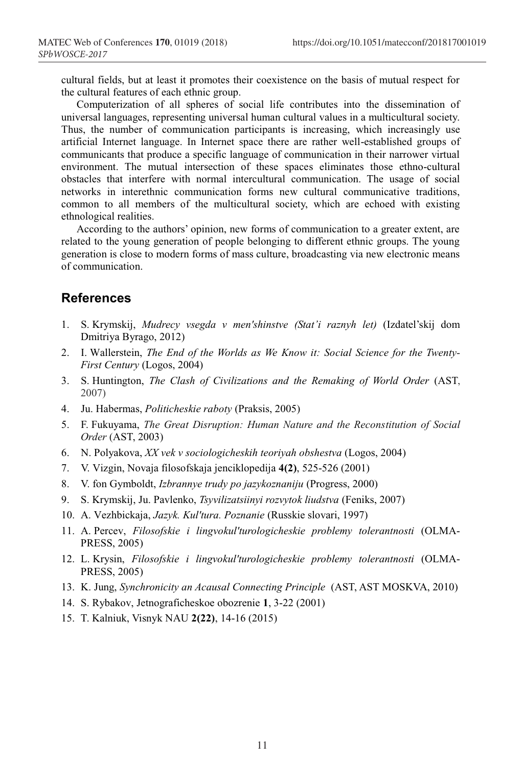cultural fields, but at least it promotes their coexistence on the basis of mutual respect for the cultural features of each ethnic group.

Computerization of all spheres of social life contributes into the dissemination of universal languages, representing universal human cultural values in a multicultural society. Thus, the number of communication participants is increasing, which increasingly use artificial Internet language. In Internet space there are rather well-established groups of communicants that produce a specific language of communication in their narrower virtual environment. The mutual intersection of these spaces eliminates those ethno-cultural obstacles that interfere with normal intercultural communication. The usage of social networks in interethnic communication forms new cultural communicative traditions, common to all members of the multicultural society, which are echoed with existing ethnological realities.

According to the authors' opinion, new forms of communication to a greater extent, are related to the young generation of people belonging to different ethnic groups. The young generation is close to modern forms of mass culture, broadcasting via new electronic means of communication.

## References

1. S. Krymskij, *Mudrecy vsegda v men'shinstve (Stat'i raznyh let)* (Izdatel'skij dom Dmitriya Byrago, 2012)
2. I. Wallerstein, *The End of the Worlds as We Know it: Social Science for the Twenty-First Century* (Logos, 2004)
3. S. Huntington, *The Clash of Civilizations and the Remaking of World Order* (AST, 2007)
4. Ju. Habermas, *Politicheskie raboty* (Praksis, 2005)
5. F. Fukuyama, *The Great Disruption: Human Nature and the Reconstitution of Social Order* (AST, 2003)
6. N. Polyakova, *XX vek v sociologicheskih teoriyah obshestva* (Logos, 2004)
7. V. Vizgin, Novaja filosofskaja jenciklopedija **4(2)**, 525-526 (2001)
8. V. fon Gymboldt, *Izbrannye trudy po jazykoznaniju* (Progress, 2000)
9. S. Krymskij, Ju. Pavlenko, *Tsyvilizatsiinyi rozvytok liudstva* (Feniks, 2007)
10. A. Vezhbickaja, *Jazyk. Kul'tura. Poznanie* (Russkie slovari, 1997)
11. A. Percev, *Filosofskie i lingvokul'turologicheskie problemy tolerantnosti* (OLMA-PRESS, 2005)
12. L. Krysin, *Filosofskie i lingvokul'turologicheskie problemy tolerantnosti* (OLMA-PRESS, 2005)
13. K. Jung, *Synchronicity an Acausal Connecting Principle* (AST, AST MOSKVA, 2010)
14. S. Rybakov, Jetnograficheskoe obozrenie **1**, 3-22 (2001)
15. T. Kalniuk, Visnyk NAU **2(22)**, 14-16 (2015)